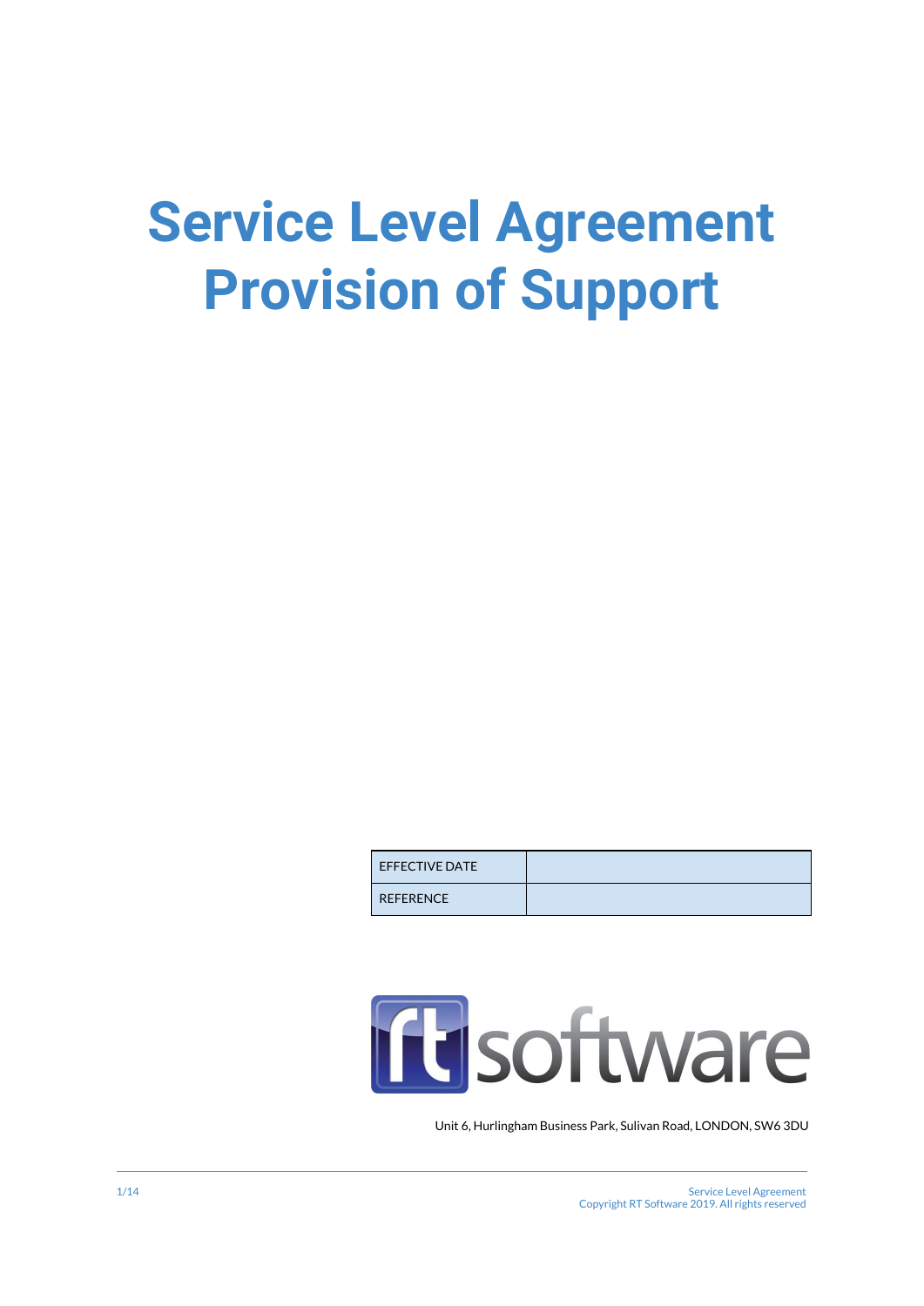# Service Level Agreement Provision of Support

| EFFECTIVE DATE | |
|---|---|
| REFERENCE | |

rt software

Unit 6, Hurlingham Business Park, Sulivan Road, LONDON, SW6 3DU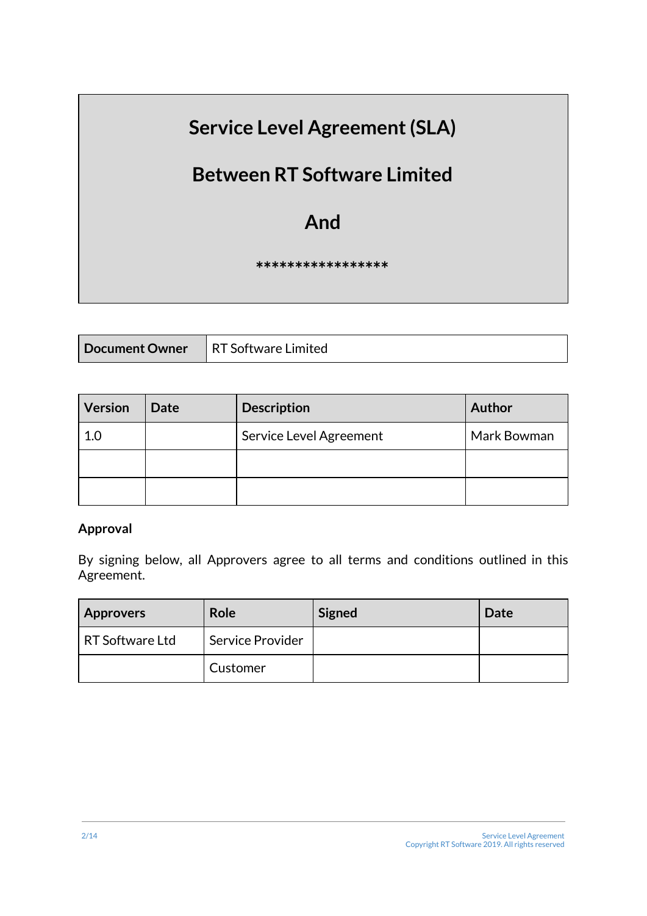# Service Level Agreement (SLA)

# Between RT Software Limited

# And

# *****************

| Document Owner | RT Software Limited |
|---|---|

| Version | Date | Description | Author |
|---|---|---|---|
| 1.0 | | Service Level Agreement | Mark Bowman |
| | | | |
| | | | |

**Approval**

By signing below, all Approvers agree to all terms and conditions outlined in this Agreement.

| Approvers | Role | Signed | Date |
|---|---|---|---|
| RT Software Ltd | Service Provider | | |
| | Customer | | |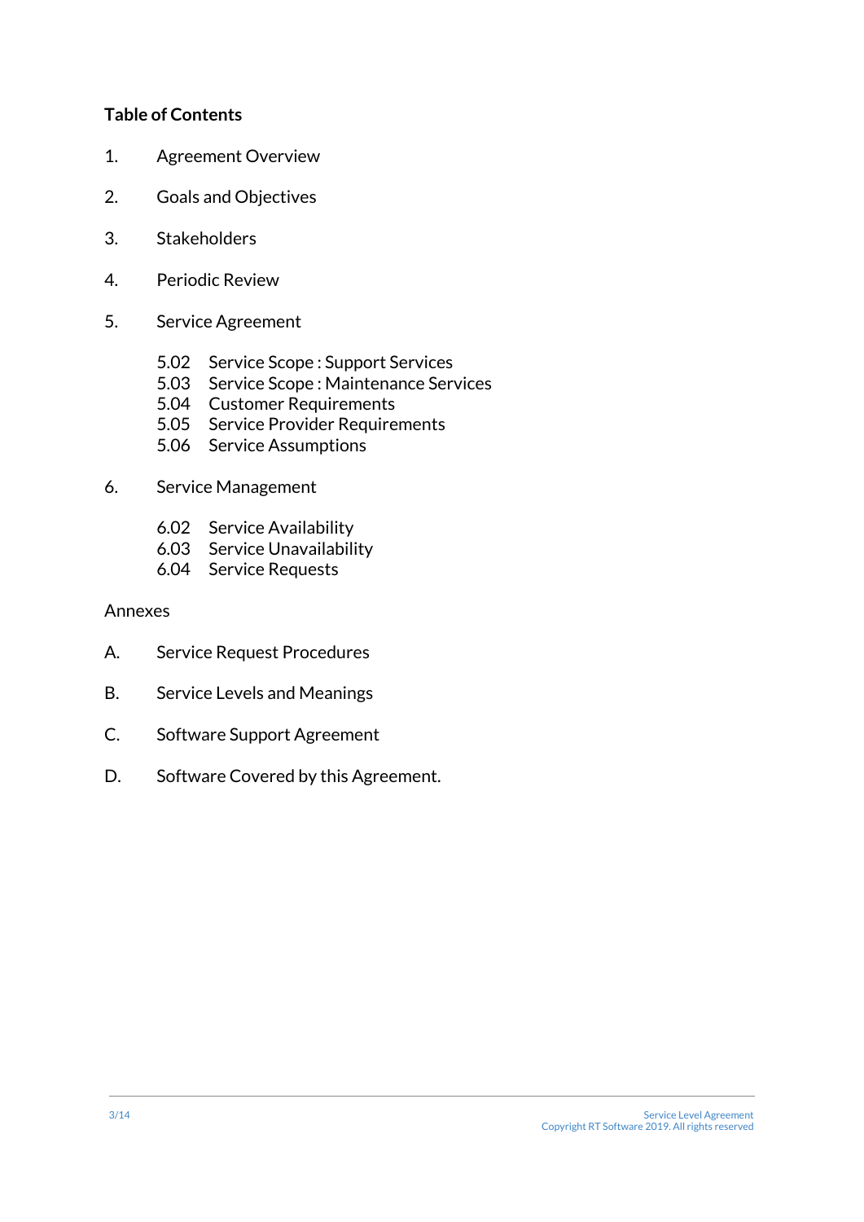**Table of Contents**

1. Agreement Overview

2. Goals and Objectives

3. Stakeholders

4. Periodic Review

5. Service Agreement

    5.02 Service Scope : Support Services
    5.03 Service Scope : Maintenance Services
    5.04 Customer Requirements
    5.05 Service Provider Requirements
    5.06 Service Assumptions

6. Service Management

    6.02 Service Availability
    6.03 Service Unavailability
    6.04 Service Requests

Annexes

A. Service Request Procedures

B. Service Levels and Meanings

C. Software Support Agreement

D. Software Covered by this Agreement.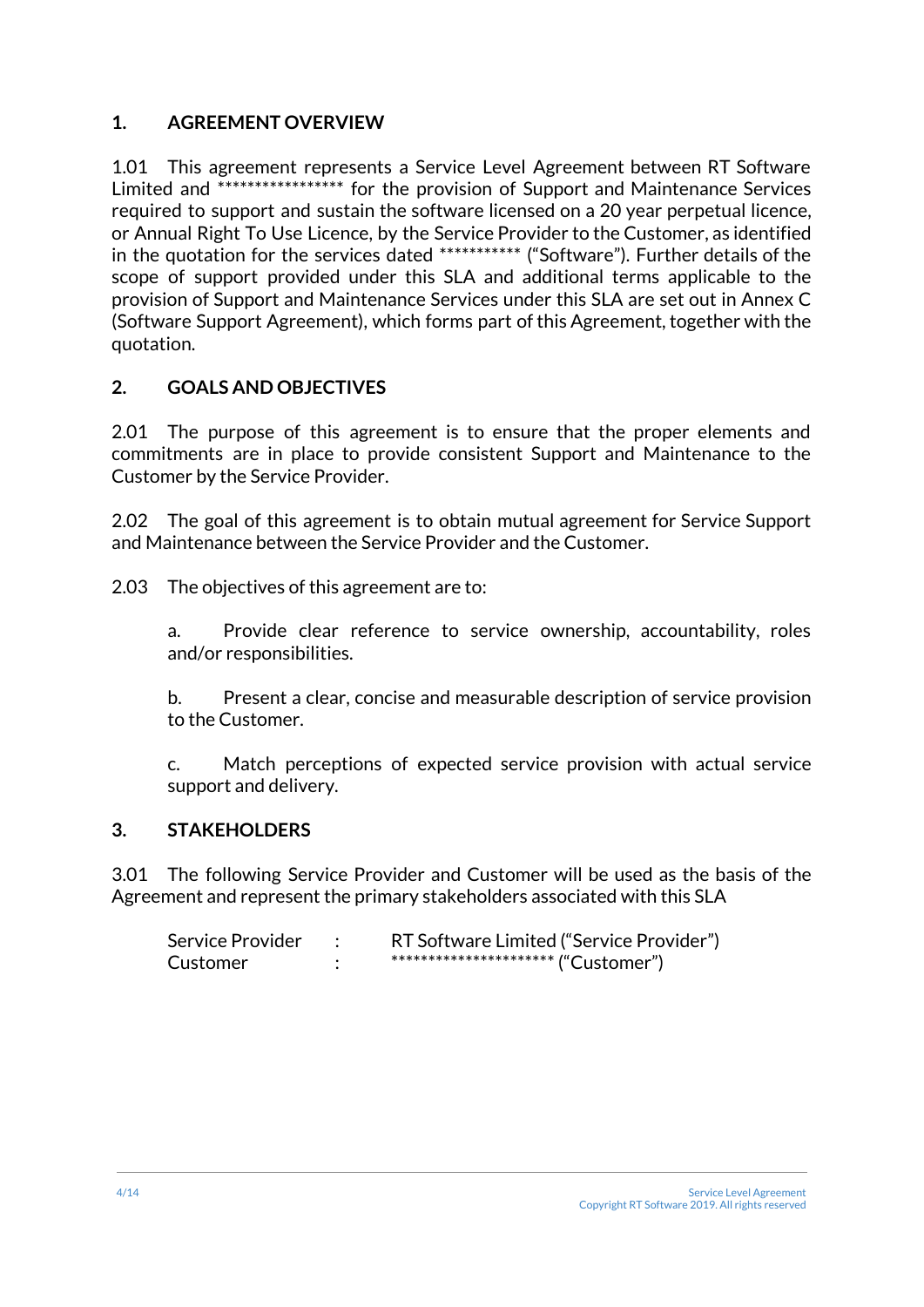## 1. AGREEMENT OVERVIEW

1.01 This agreement represents a Service Level Agreement between RT Software Limited and ***************** for the provision of Support and Maintenance Services required to support and sustain the software licensed on a 20 year perpetual licence, or Annual Right To Use Licence, by the Service Provider to the Customer, as identified in the quotation for the services dated *********** ("Software"). Further details of the scope of support provided under this SLA and additional terms applicable to the provision of Support and Maintenance Services under this SLA are set out in Annex C (Software Support Agreement), which forms part of this Agreement, together with the quotation.

## 2. GOALS AND OBJECTIVES

2.01 The purpose of this agreement is to ensure that the proper elements and commitments are in place to provide consistent Support and Maintenance to the Customer by the Service Provider.

2.02 The goal of this agreement is to obtain mutual agreement for Service Support and Maintenance between the Service Provider and the Customer.

2.03 The objectives of this agreement are to:

a. Provide clear reference to service ownership, accountability, roles and/or responsibilities.

b. Present a clear, concise and measurable description of service provision to the Customer.

c. Match perceptions of expected service provision with actual service support and delivery.

## 3. STAKEHOLDERS

3.01 The following Service Provider and Customer will be used as the basis of the Agreement and represent the primary stakeholders associated with this SLA

Service Provider : RT Software Limited ("Service Provider")
Customer : ********************** ("Customer")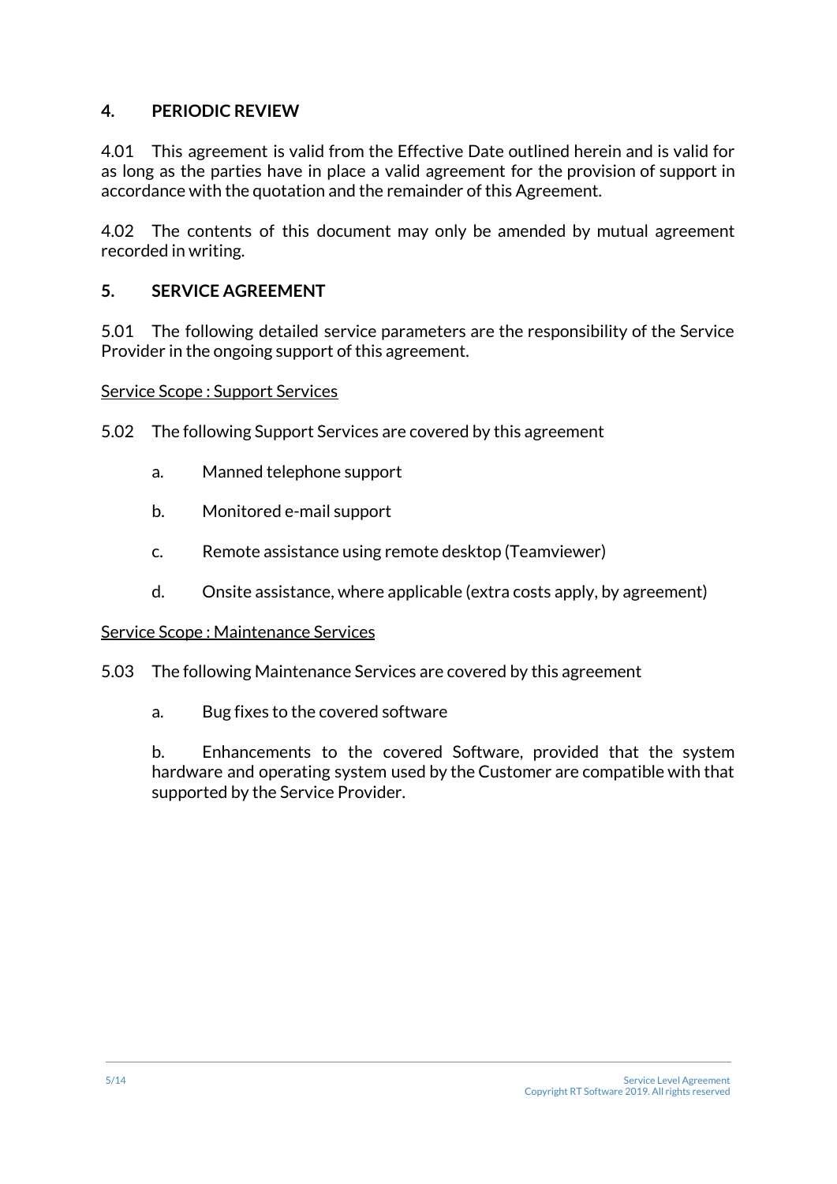## 4. PERIODIC REVIEW

4.01 This agreement is valid from the Effective Date outlined herein and is valid for as long as the parties have in place a valid agreement for the provision of support in accordance with the quotation and the remainder of this Agreement.

4.02 The contents of this document may only be amended by mutual agreement recorded in writing.

## 5. SERVICE AGREEMENT

5.01 The following detailed service parameters are the responsibility of the Service Provider in the ongoing support of this agreement.

<u>Service Scope : Support Services</u>

5.02 The following Support Services are covered by this agreement

a. Manned telephone support

b. Monitored e-mail support

c. Remote assistance using remote desktop (Teamviewer)

d. Onsite assistance, where applicable (extra costs apply, by agreement)

<u>Service Scope : Maintenance Services</u>

5.03 The following Maintenance Services are covered by this agreement

a. Bug fixes to the covered software

b. Enhancements to the covered Software, provided that the system hardware and operating system used by the Customer are compatible with that supported by the Service Provider.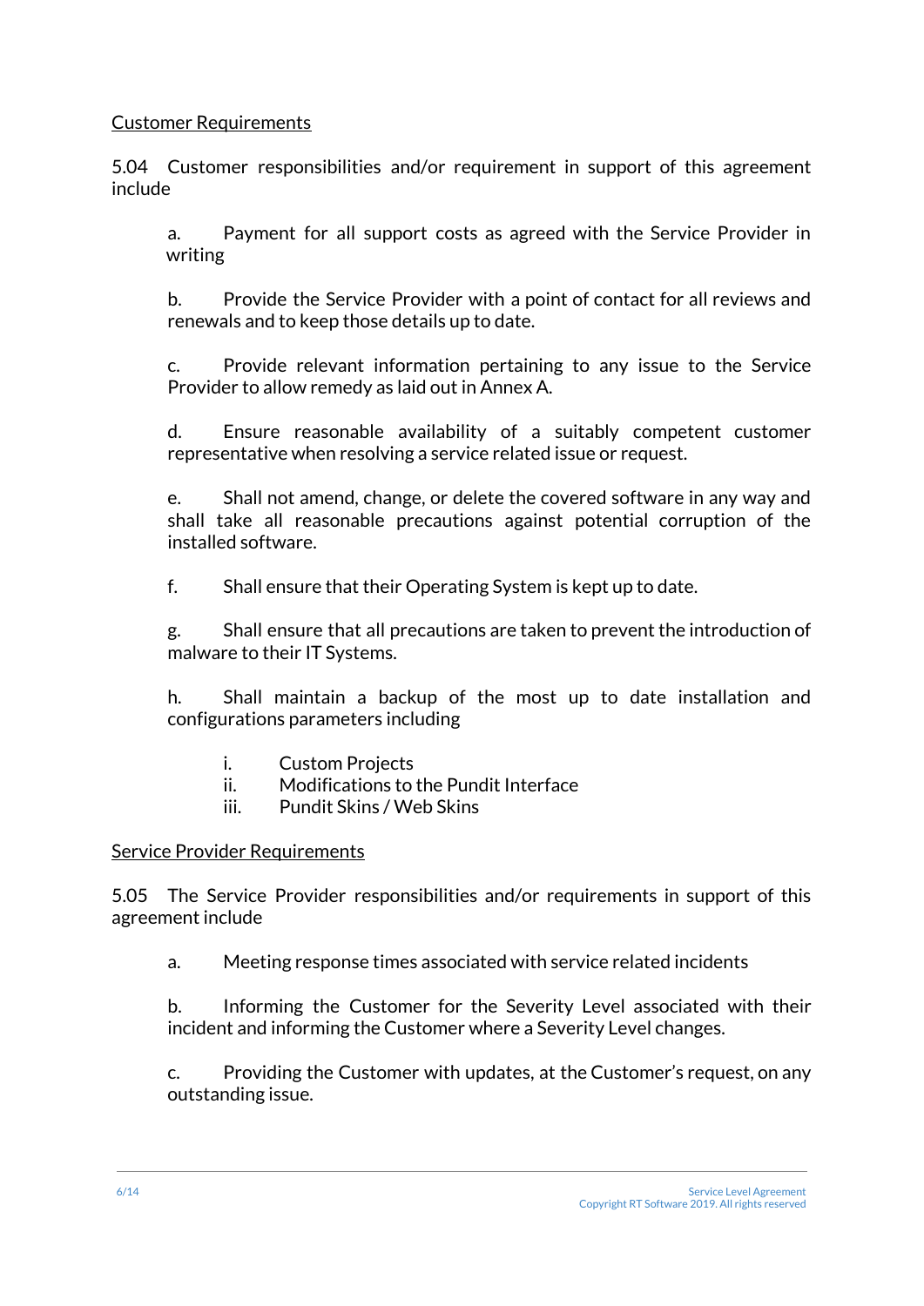<u>Customer Requirements</u>

5.04 Customer responsibilities and/or requirement in support of this agreement include

a. Payment for all support costs as agreed with the Service Provider in writing

b. Provide the Service Provider with a point of contact for all reviews and renewals and to keep those details up to date.

c. Provide relevant information pertaining to any issue to the Service Provider to allow remedy as laid out in Annex A.

d. Ensure reasonable availability of a suitably competent customer representative when resolving a service related issue or request.

e. Shall not amend, change, or delete the covered software in any way and shall take all reasonable precautions against potential corruption of the installed software.

f. Shall ensure that their Operating System is kept up to date.

g. Shall ensure that all precautions are taken to prevent the introduction of malware to their IT Systems.

h. Shall maintain a backup of the most up to date installation and configurations parameters including

i. Custom Projects
ii. Modifications to the Pundit Interface
iii. Pundit Skins / Web Skins

<u>Service Provider Requirements</u>

5.05 The Service Provider responsibilities and/or requirements in support of this agreement include

a. Meeting response times associated with service related incidents

b. Informing the Customer for the Severity Level associated with their incident and informing the Customer where a Severity Level changes.

c. Providing the Customer with updates, at the Customer's request, on any outstanding issue.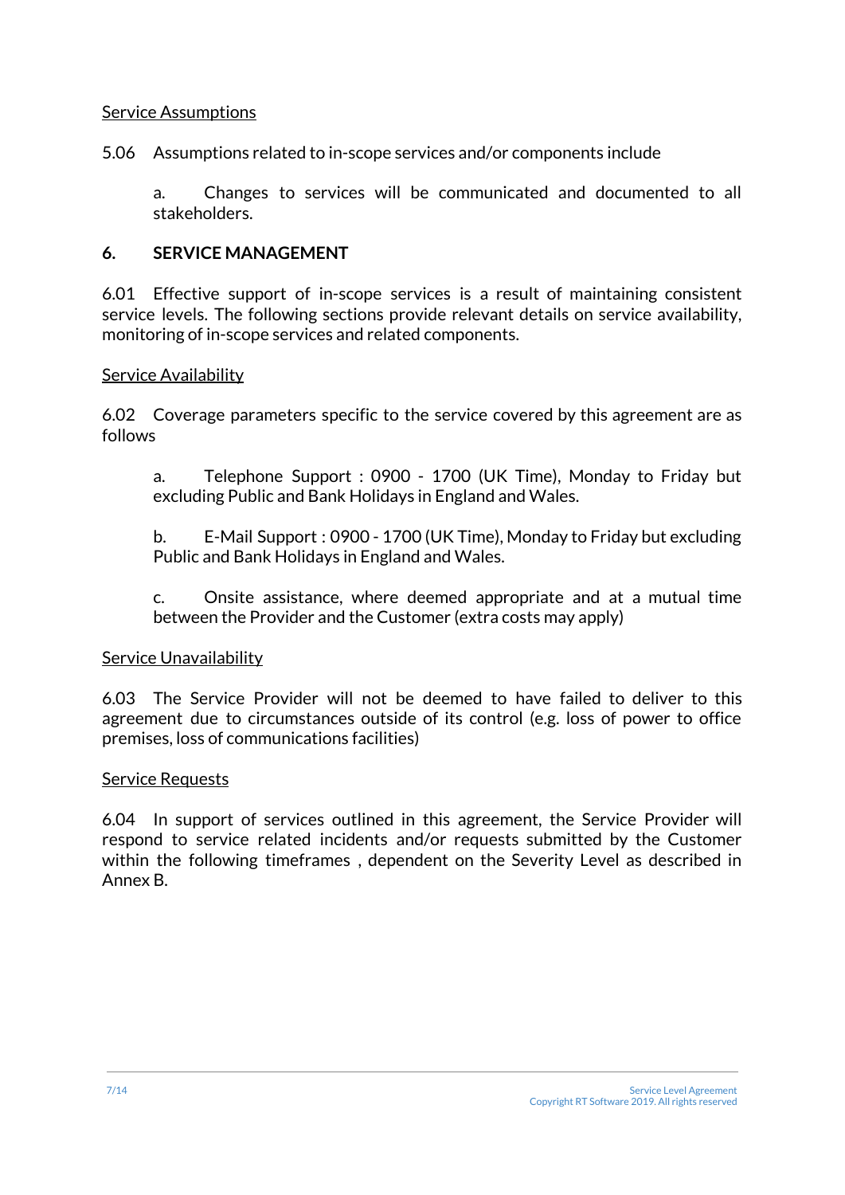Service Assumptions

5.06 Assumptions related to in-scope services and/or components include

a. Changes to services will be communicated and documented to all stakeholders.

## 6. SERVICE MANAGEMENT

6.01 Effective support of in-scope services is a result of maintaining consistent service levels. The following sections provide relevant details on service availability, monitoring of in-scope services and related components.

Service Availability

6.02 Coverage parameters specific to the service covered by this agreement are as follows

a. Telephone Support : 0900 - 1700 (UK Time), Monday to Friday but excluding Public and Bank Holidays in England and Wales.

b. E-Mail Support : 0900 - 1700 (UK Time), Monday to Friday but excluding Public and Bank Holidays in England and Wales.

c. Onsite assistance, where deemed appropriate and at a mutual time between the Provider and the Customer (extra costs may apply)

Service Unavailability

6.03 The Service Provider will not be deemed to have failed to deliver to this agreement due to circumstances outside of its control (e.g. loss of power to office premises, loss of communications facilities)

Service Requests

6.04 In support of services outlined in this agreement, the Service Provider will respond to service related incidents and/or requests submitted by the Customer within the following timeframes , dependent on the Severity Level as described in Annex B.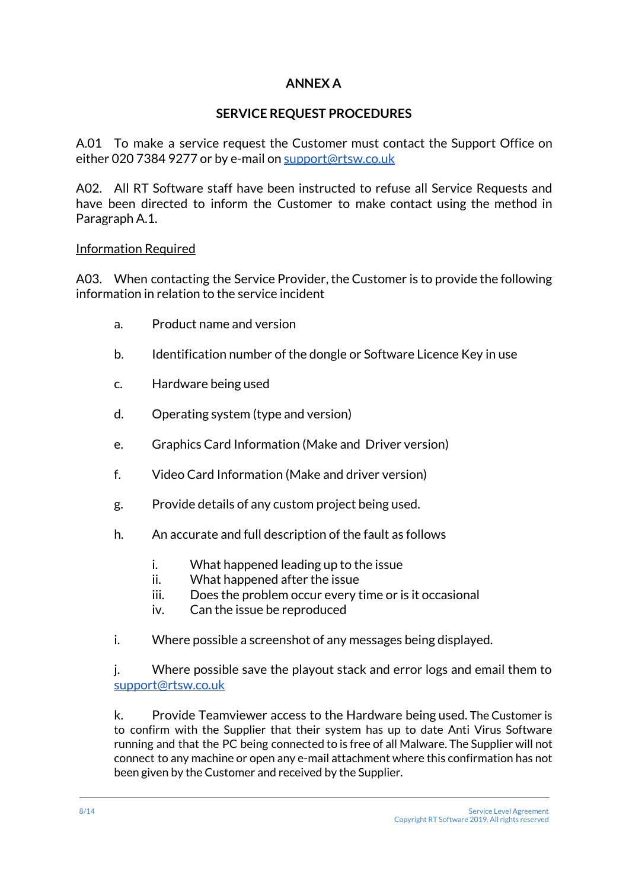# ANNEX A

## SERVICE REQUEST PROCEDURES

A.01 To make a service request the Customer must contact the Support Office on either 020 7384 9277 or by e-mail on support@rtsw.co.uk

A02. All RT Software staff have been instructed to refuse all Service Requests and have been directed to inform the Customer to make contact using the method in Paragraph A.1.

<u>Information Required</u>

A03. When contacting the Service Provider, the Customer is to provide the following information in relation to the service incident

a. Product name and version

b. Identification number of the dongle or Software Licence Key in use

c. Hardware being used

d. Operating system (type and version)

e. Graphics Card Information (Make and Driver version)

f. Video Card Information (Make and driver version)

g. Provide details of any custom project being used.

h. An accurate and full description of the fault as follows

   i. What happened leading up to the issue
   ii. What happened after the issue
   iii. Does the problem occur every time or is it occasional
   iv. Can the issue be reproduced

i. Where possible a screenshot of any messages being displayed.

j. Where possible save the playout stack and error logs and email them to support@rtsw.co.uk

k. Provide Teamviewer access to the Hardware being used. The Customer is to confirm with the Supplier that their system has up to date Anti Virus Software running and that the PC being connected to is free of all Malware. The Supplier will not connect to any machine or open any e-mail attachment where this confirmation has not been given by the Customer and received by the Supplier.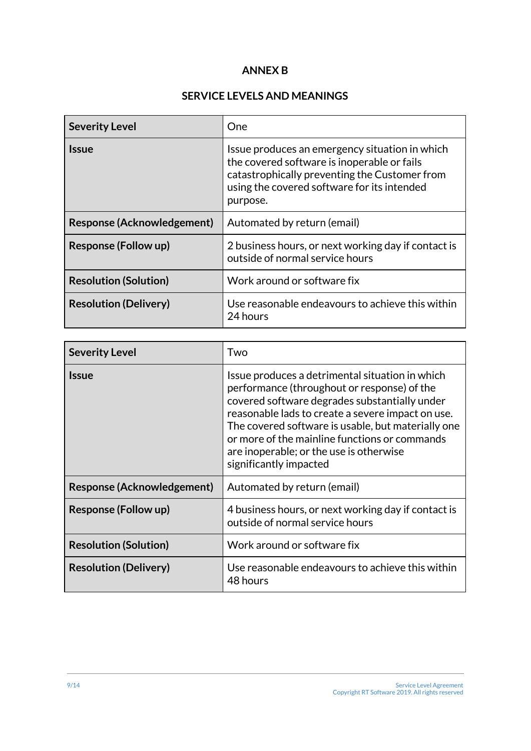# ANNEX B

## SERVICE LEVELS AND MEANINGS

| **Severity Level** | One |
|---|---|
| **Issue** | Issue produces an emergency situation in which the covered software is inoperable or fails catastrophically preventing the Customer from using the covered software for its intended purpose. |
| **Response (Acknowledgement)** | Automated by return (email) |
| **Response (Follow up)** | 2 business hours, or next working day if contact is outside of normal service hours |
| **Resolution (Solution)** | Work around or software fix |
| **Resolution (Delivery)** | Use reasonable endeavours to achieve this within 24 hours |

| **Severity Level** | Two |
|---|---|
| **Issue** | Issue produces a detrimental situation in which performance (throughout or response) of the covered software degrades substantially under reasonable lads to create a severe impact on use. The covered software is usable, but materially one or more of the mainline functions or commands are inoperable; or the use is otherwise significantly impacted |
| **Response (Acknowledgement)** | Automated by return (email) |
| **Response (Follow up)** | 4 business hours, or next working day if contact is outside of normal service hours |
| **Resolution (Solution)** | Work around or software fix |
| **Resolution (Delivery)** | Use reasonable endeavours to achieve this within 48 hours |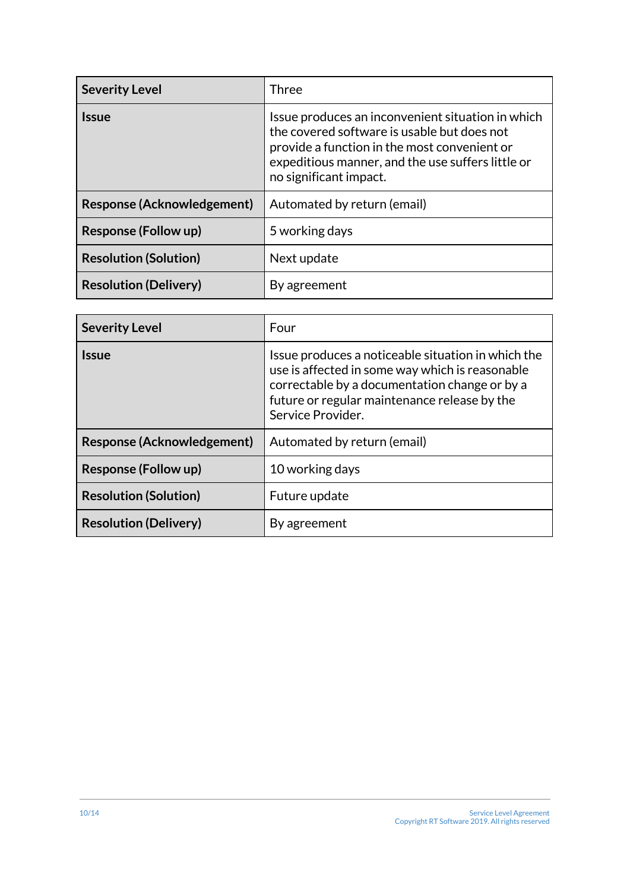| Severity Level | Three |
|---|---|
| **Issue** | Issue produces an inconvenient situation in which the covered software is usable but does not provide a function in the most convenient or expeditious manner, and the use suffers little or no significant impact. |
| **Response (Acknowledgement)** | Automated by return (email) |
| **Response (Follow up)** | 5 working days |
| **Resolution (Solution)** | Next update |
| **Resolution (Delivery)** | By agreement |

| Severity Level | Four |
|---|---|
| **Issue** | Issue produces a noticeable situation in which the use is affected in some way which is reasonable correctable by a documentation change or by a future or regular maintenance release by the Service Provider. |
| **Response (Acknowledgement)** | Automated by return (email) |
| **Response (Follow up)** | 10 working days |
| **Resolution (Solution)** | Future update |
| **Resolution (Delivery)** | By agreement |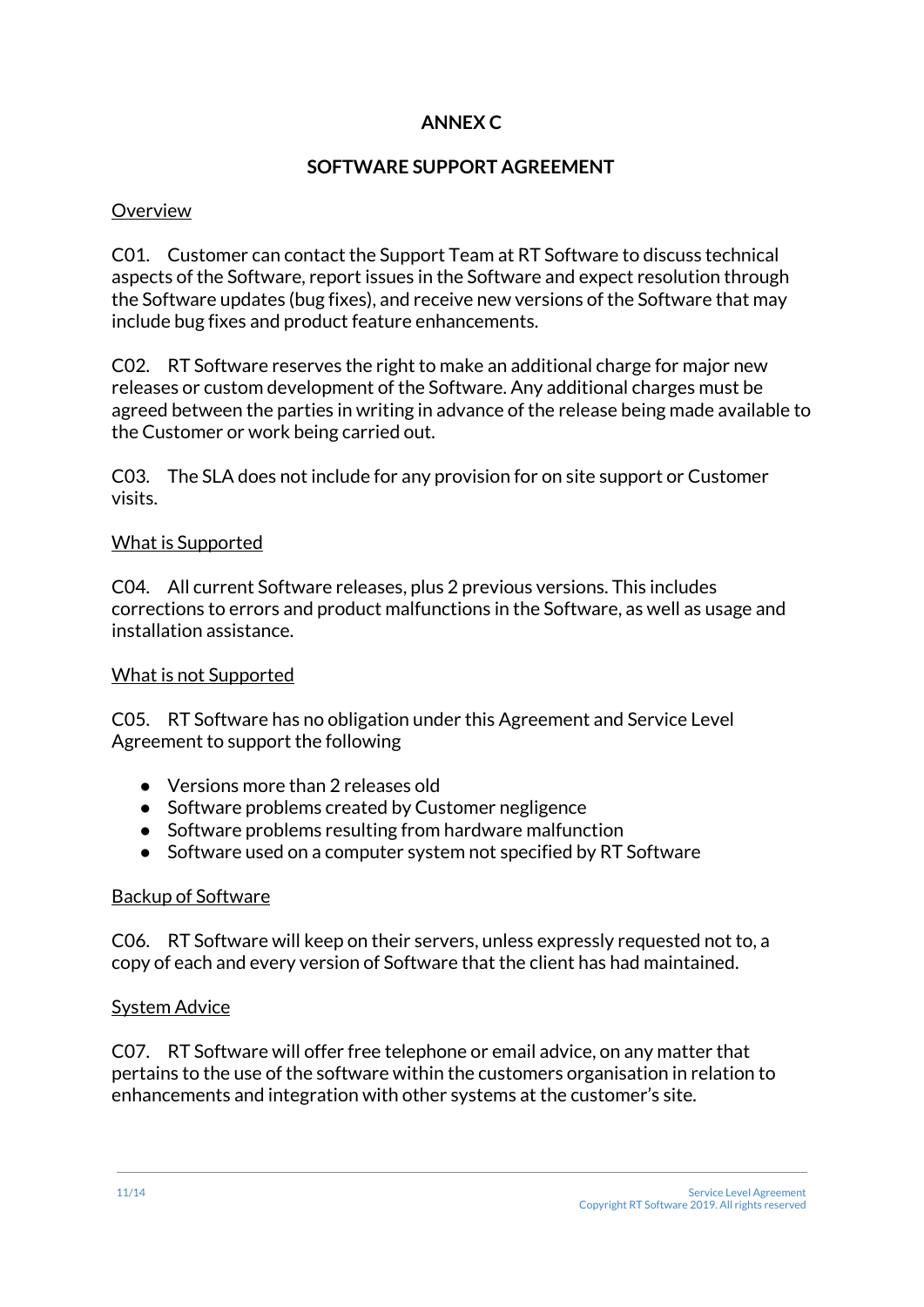# ANNEX C

## SOFTWARE SUPPORT AGREEMENT

Overview

C01. Customer can contact the Support Team at RT Software to discuss technical aspects of the Software, report issues in the Software and expect resolution through the Software updates (bug fixes), and receive new versions of the Software that may include bug fixes and product feature enhancements.

C02. RT Software reserves the right to make an additional charge for major new releases or custom development of the Software. Any additional charges must be agreed between the parties in writing in advance of the release being made available to the Customer or work being carried out.

C03. The SLA does not include for any provision for on site support or Customer visits.

What is Supported

C04. All current Software releases, plus 2 previous versions. This includes corrections to errors and product malfunctions in the Software, as well as usage and installation assistance.

What is not Supported

C05. RT Software has no obligation under this Agreement and Service Level Agreement to support the following

- Versions more than 2 releases old
- Software problems created by Customer negligence
- Software problems resulting from hardware malfunction
- Software used on a computer system not specified by RT Software

Backup of Software

C06. RT Software will keep on their servers, unless expressly requested not to, a copy of each and every version of Software that the client has had maintained.

System Advice

C07. RT Software will offer free telephone or email advice, on any matter that pertains to the use of the software within the customers organisation in relation to enhancements and integration with other systems at the customer's site.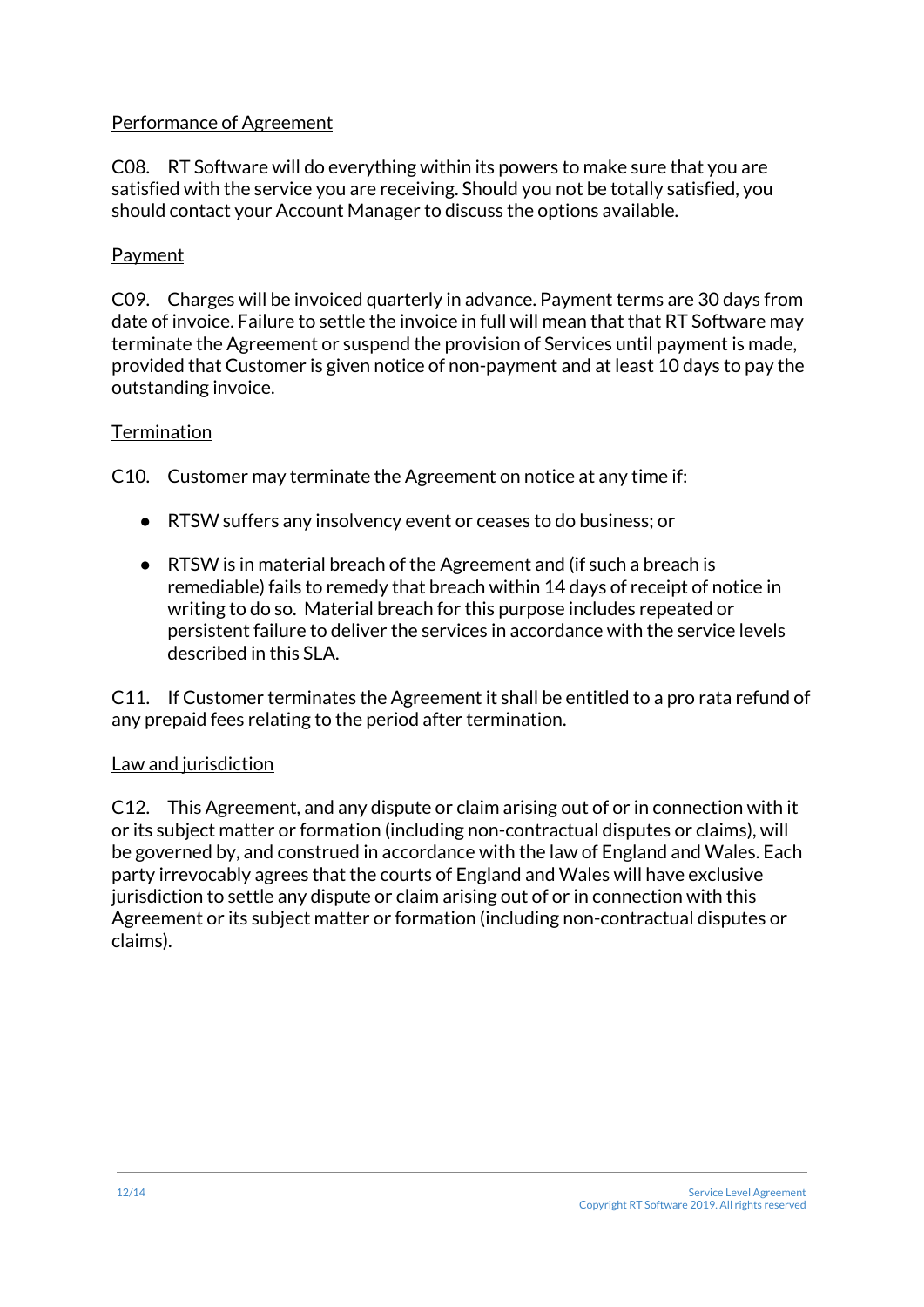Performance of Agreement

C08. RT Software will do everything within its powers to make sure that you are satisfied with the service you are receiving. Should you not be totally satisfied, you should contact your Account Manager to discuss the options available.

Payment

C09. Charges will be invoiced quarterly in advance. Payment terms are 30 days from date of invoice. Failure to settle the invoice in full will mean that that RT Software may terminate the Agreement or suspend the provision of Services until payment is made, provided that Customer is given notice of non-payment and at least 10 days to pay the outstanding invoice.

Termination

C10. Customer may terminate the Agreement on notice at any time if:

- RTSW suffers any insolvency event or ceases to do business; or
- RTSW is in material breach of the Agreement and (if such a breach is remediable) fails to remedy that breach within 14 days of receipt of notice in writing to do so. Material breach for this purpose includes repeated or persistent failure to deliver the services in accordance with the service levels described in this SLA.

C11. If Customer terminates the Agreement it shall be entitled to a pro rata refund of any prepaid fees relating to the period after termination.

Law and jurisdiction

C12. This Agreement, and any dispute or claim arising out of or in connection with it or its subject matter or formation (including non-contractual disputes or claims), will be governed by, and construed in accordance with the law of England and Wales. Each party irrevocably agrees that the courts of England and Wales will have exclusive jurisdiction to settle any dispute or claim arising out of or in connection with this Agreement or its subject matter or formation (including non-contractual disputes or claims).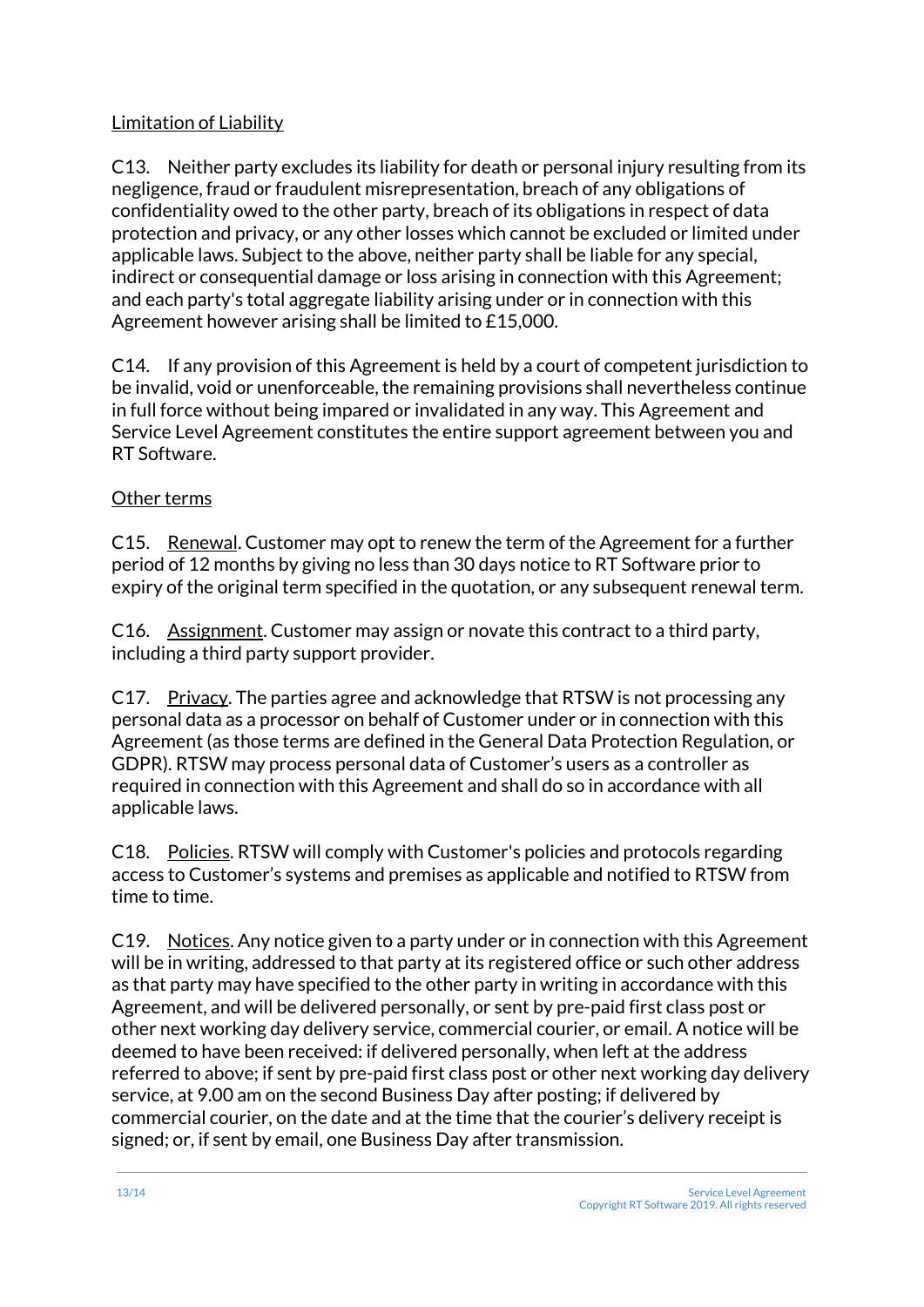<u>Limitation of Liability</u>

C13. Neither party excludes its liability for death or personal injury resulting from its negligence, fraud or fraudulent misrepresentation, breach of any obligations of confidentiality owed to the other party, breach of its obligations in respect of data protection and privacy, or any other losses which cannot be excluded or limited under applicable laws. Subject to the above, neither party shall be liable for any special, indirect or consequential damage or loss arising in connection with this Agreement; and each party's total aggregate liability arising under or in connection with this Agreement however arising shall be limited to £15,000.

C14. If any provision of this Agreement is held by a court of competent jurisdiction to be invalid, void or unenforceable, the remaining provisions shall nevertheless continue in full force without being impared or invalidated in any way. This Agreement and Service Level Agreement constitutes the entire support agreement between you and RT Software.

<u>Other terms</u>

C15. <u>Renewal</u>. Customer may opt to renew the term of the Agreement for a further period of 12 months by giving no less than 30 days notice to RT Software prior to expiry of the original term specified in the quotation, or any subsequent renewal term.

C16. <u>Assignment</u>. Customer may assign or novate this contract to a third party, including a third party support provider.

C17. <u>Privacy</u>. The parties agree and acknowledge that RTSW is not processing any personal data as a processor on behalf of Customer under or in connection with this Agreement (as those terms are defined in the General Data Protection Regulation, or GDPR). RTSW may process personal data of Customer's users as a controller as required in connection with this Agreement and shall do so in accordance with all applicable laws.

C18. <u>Policies</u>. RTSW will comply with Customer's policies and protocols regarding access to Customer's systems and premises as applicable and notified to RTSW from time to time.

C19. <u>Notices</u>. Any notice given to a party under or in connection with this Agreement will be in writing, addressed to that party at its registered office or such other address as that party may have specified to the other party in writing in accordance with this Agreement, and will be delivered personally, or sent by pre-paid first class post or other next working day delivery service, commercial courier, or email. A notice will be deemed to have been received: if delivered personally, when left at the address referred to above; if sent by pre-paid first class post or other next working day delivery service, at 9.00 am on the second Business Day after posting; if delivered by commercial courier, on the date and at the time that the courier's delivery receipt is signed; or, if sent by email, one Business Day after transmission.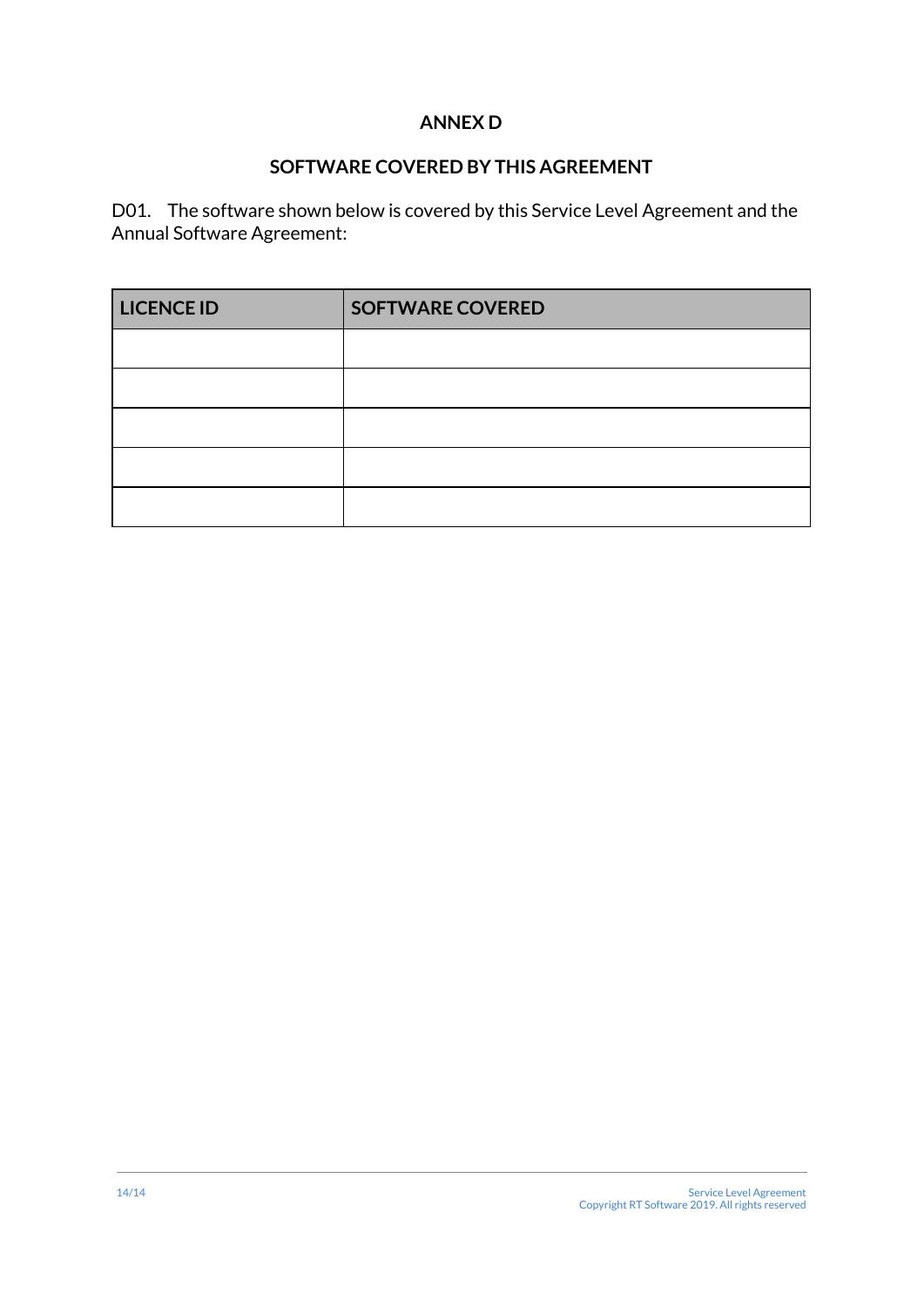# ANNEX D

## SOFTWARE COVERED BY THIS AGREEMENT

D01. The software shown below is covered by this Service Level Agreement and the Annual Software Agreement:

| LICENCE ID | SOFTWARE COVERED |
|---|---|
| | |
| | |
| | |
| | |
| | |